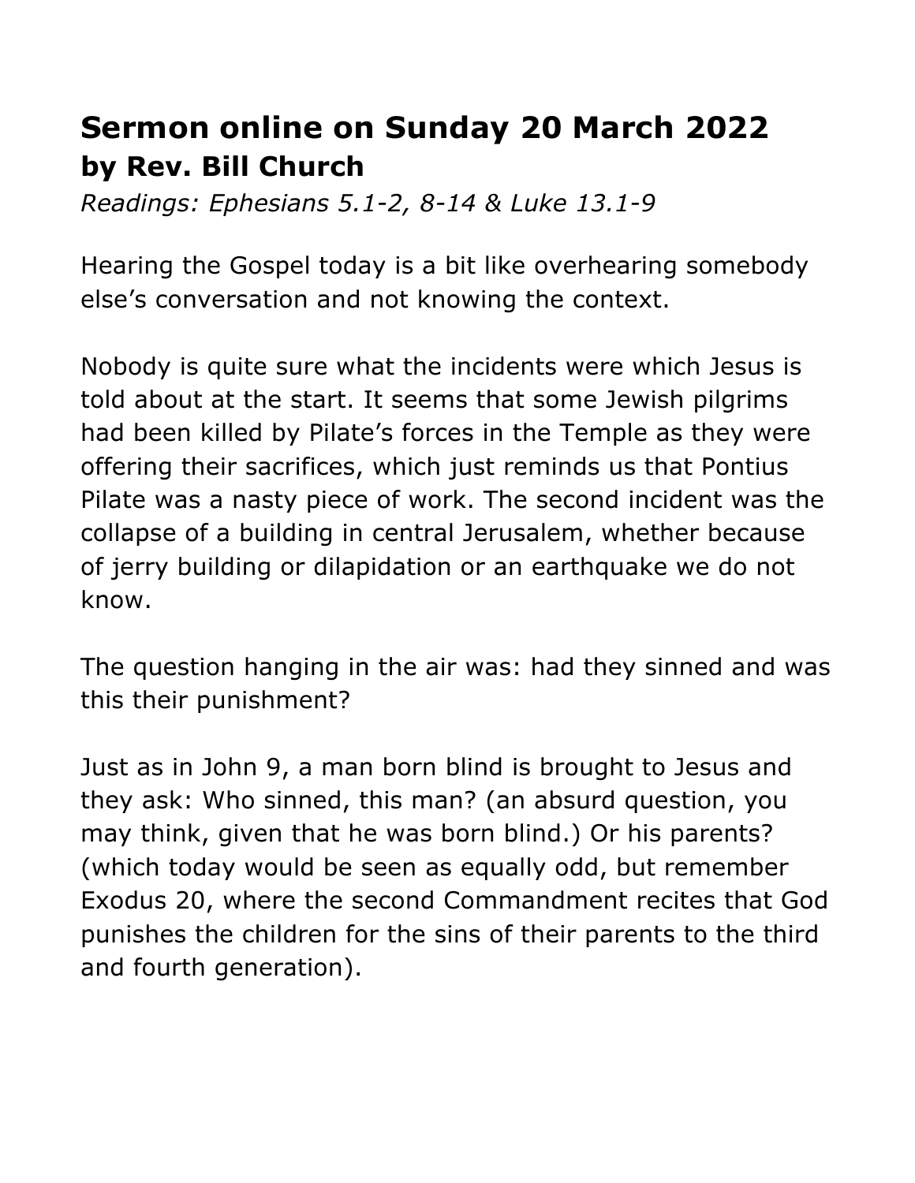# Sermon online on Sunday 20 March 2022
## by Rev. Bill Church

*Readings: Ephesians 5.1-2, 8-14 & Luke 13.1-9*

Hearing the Gospel today is a bit like overhearing somebody else's conversation and not knowing the context.

Nobody is quite sure what the incidents were which Jesus is told about at the start. It seems that some Jewish pilgrims had been killed by Pilate's forces in the Temple as they were offering their sacrifices, which just reminds us that Pontius Pilate was a nasty piece of work. The second incident was the collapse of a building in central Jerusalem, whether because of jerry building or dilapidation or an earthquake we do not know.

The question hanging in the air was: had they sinned and was this their punishment?

Just as in John 9, a man born blind is brought to Jesus and they ask: Who sinned, this man? (an absurd question, you may think, given that he was born blind.) Or his parents? (which today would be seen as equally odd, but remember Exodus 20, where the second Commandment recites that God punishes the children for the sins of their parents to the third and fourth generation).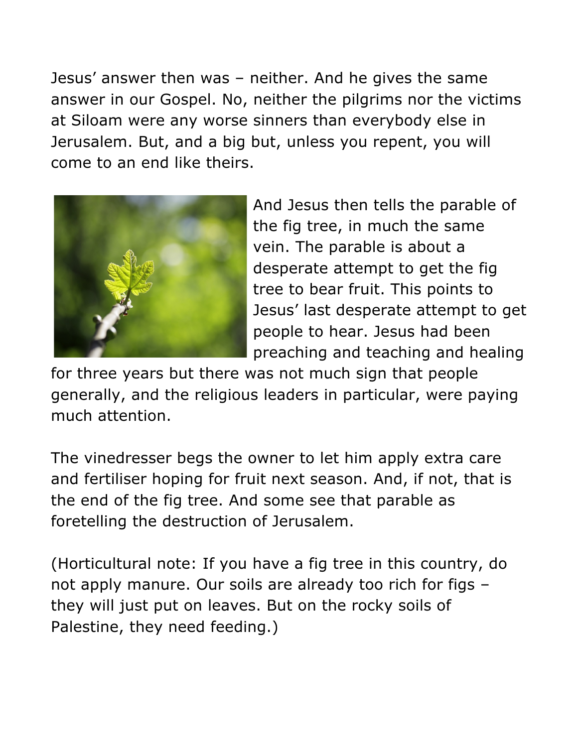Jesus' answer then was – neither. And he gives the same answer in our Gospel. No, neither the pilgrims nor the victims at Siloam were any worse sinners than everybody else in Jerusalem. But, and a big but, unless you repent, you will come to an end like theirs.

And Jesus then tells the parable of the fig tree, in much the same vein. The parable is about a desperate attempt to get the fig tree to bear fruit. This points to Jesus' last desperate attempt to get people to hear. Jesus had been preaching and teaching and healing for three years but there was not much sign that people generally, and the religious leaders in particular, were paying much attention.

The vinedresser begs the owner to let him apply extra care and fertiliser hoping for fruit next season. And, if not, that is the end of the fig tree. And some see that parable as foretelling the destruction of Jerusalem.

(Horticultural note: If you have a fig tree in this country, do not apply manure. Our soils are already too rich for figs – they will just put on leaves. But on the rocky soils of Palestine, they need feeding.)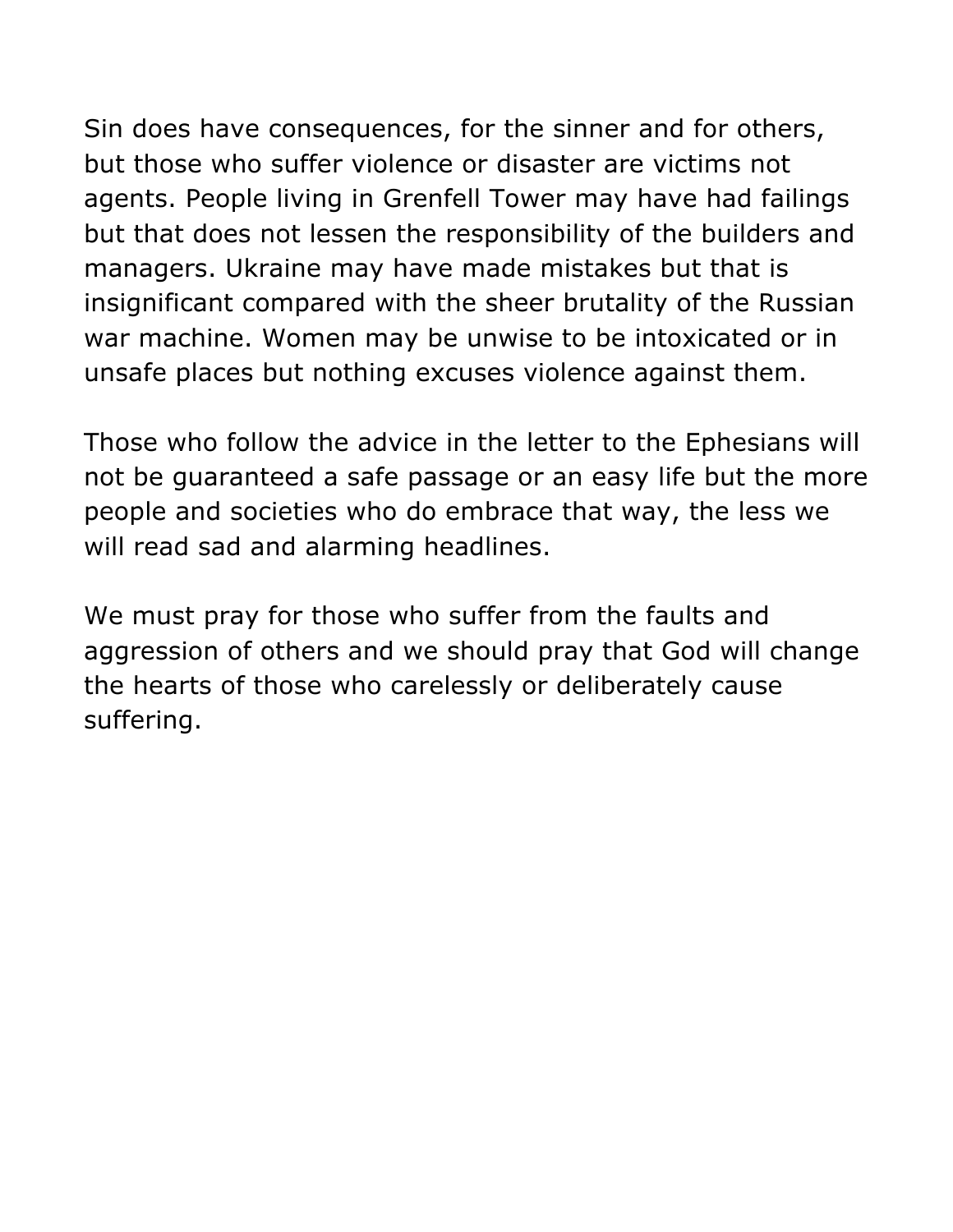Sin does have consequences, for the sinner and for others, but those who suffer violence or disaster are victims not agents. People living in Grenfell Tower may have had failings but that does not lessen the responsibility of the builders and managers. Ukraine may have made mistakes but that is insignificant compared with the sheer brutality of the Russian war machine. Women may be unwise to be intoxicated or in unsafe places but nothing excuses violence against them.

Those who follow the advice in the letter to the Ephesians will not be guaranteed a safe passage or an easy life but the more people and societies who do embrace that way, the less we will read sad and alarming headlines.

We must pray for those who suffer from the faults and aggression of others and we should pray that God will change the hearts of those who carelessly or deliberately cause suffering.